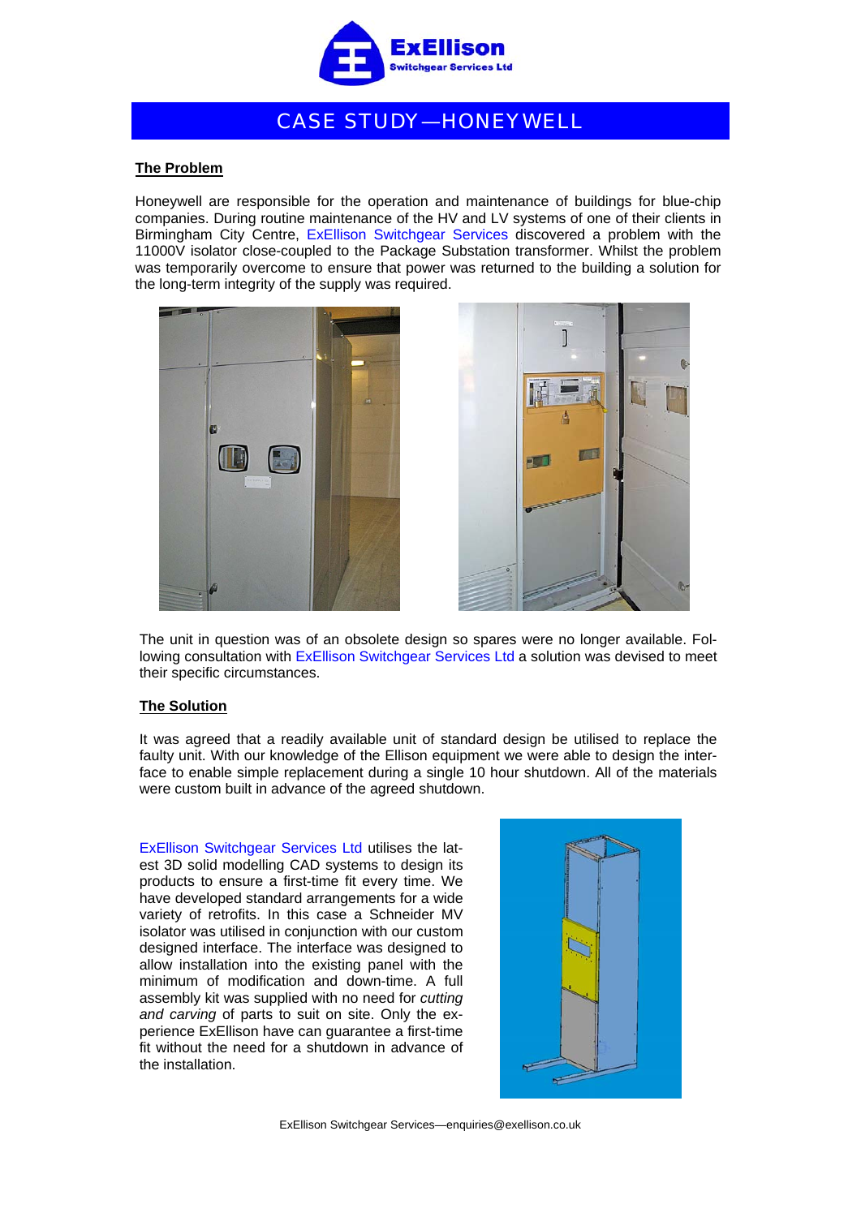# CASE STUDY—HONEYWELL

## The Problem

Honeywell are responsible for the operation and maintenance of buildings for blue-chip companies. During routine maintenance of the HV and LV systems of one of their clients in Birmingham City Centre, ExEllison Switchgear Services discovered a problem with the 11000V isolator close-coupled to the Package Substation transformer. Whilst the problem was temporarily overcome to ensure that power was returned to the building a solution for the long-term integrity of the supply was required.

The unit in question was of an obsolete design so spares were no longer available. Following consultation with ExEllison Switchgear Services Ltd a solution was devised to meet their specific circumstances.

## The Solution

It was agreed that a readily available unit of standard design be utilised to replace the faulty unit. With our knowledge of the Ellison equipment we were able to design the interface to enable simple replacement during a single 10 hour shutdown. All of the materials were custom built in advance of the agreed shutdown.

ExEllison Switchgear Services Ltd utilises the latest 3D solid modelling CAD systems to design its products to ensure a first-time fit every time. We have developed standard arrangements for a wide variety of retrofits. In this case a Schneider MV isolator was utilised in conjunction with our custom designed interface. The interface was designed to allow installation into the existing panel with the minimum of modification and down-time. A full assembly kit was supplied with no need for *cutting and carving* of parts to suit on site. Only the experience ExEllison have can guarantee a first-time fit without the need for a shutdown in advance of the installation.

ExEllison Switchgear Services—enquiries@exellison.co.uk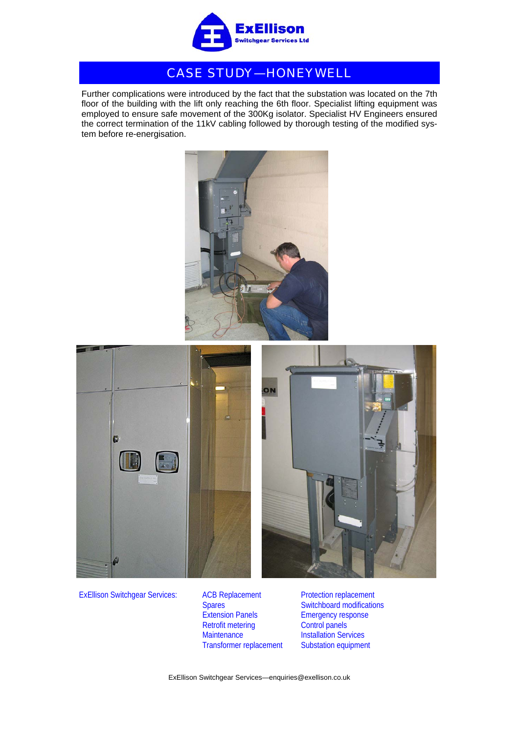ExEllison
Switchgear Services Ltd

# CASE STUDY—HONEYWELL

Further complications were introduced by the fact that the substation was located on the 7th floor of the building with the lift only reaching the 6th floor. Specialist lifting equipment was employed to ensure safe movement of the 300Kg isolator. Specialist HV Engineers ensured the correct termination of the 11kV cabling followed by thorough testing of the modified system before re-energisation.

ExEllison Switchgear Services:

- ACB Replacement
- Spares
- Extension Panels
- Retrofit metering
- Maintenance
- Transformer replacement
- Protection replacement
- Switchboard modifications
- Emergency response
- Control panels
- Installation Services
- Substation equipment

ExEllison Switchgear Services—enquiries@exellison.co.uk